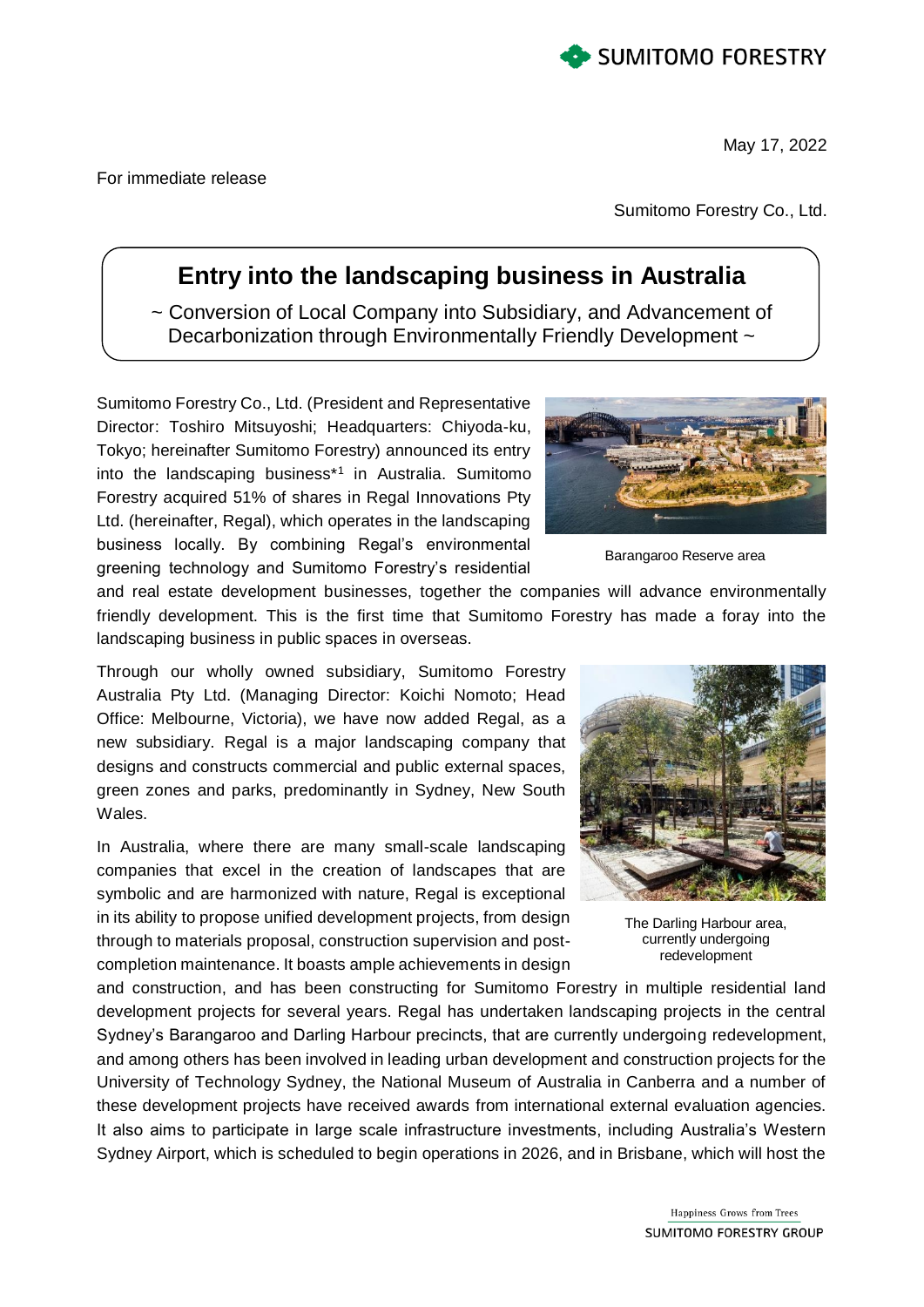May 17, 2022

For immediate release

Sumitomo Forestry Co., Ltd.

# Entry into the landscaping business in Australia

~ Conversion of Local Company into Subsidiary, and Advancement of Decarbonization through Environmentally Friendly Development ~

Sumitomo Forestry Co., Ltd. (President and Representative Director: Toshiro Mitsuyoshi; Headquarters: Chiyoda-ku, Tokyo; hereinafter Sumitomo Forestry) announced its entry into the landscaping business*[1] in Australia. Sumitomo Forestry acquired 51% of shares in Regal Innovations Pty Ltd. (hereinafter, Regal), which operates in the landscaping business locally. By combining Regal's environmental greening technology and Sumitomo Forestry's residential and real estate development businesses, together the companies will advance environmentally friendly development. This is the first time that Sumitomo Forestry has made a foray into the landscaping business in public spaces in overseas.

Barangaroo Reserve area

Through our wholly owned subsidiary, Sumitomo Forestry Australia Pty Ltd. (Managing Director: Koichi Nomoto; Head Office: Melbourne, Victoria), we have now added Regal, as a new subsidiary. Regal is a major landscaping company that designs and constructs commercial and public external spaces, green zones and parks, predominantly in Sydney, New South Wales.

In Australia, where there are many small-scale landscaping companies that excel in the creation of landscapes that are symbolic and are harmonized with nature, Regal is exceptional in its ability to propose unified development projects, from design through to materials proposal, construction supervision and post-completion maintenance. It boasts ample achievements in design and construction, and has been constructing for Sumitomo Forestry in multiple residential land development projects for several years. Regal has undertaken landscaping projects in the central Sydney's Barangaroo and Darling Harbour precincts, that are currently undergoing redevelopment, and among others has been involved in leading urban development and construction projects for the University of Technology Sydney, the National Museum of Australia in Canberra and a number of these development projects have received awards from international external evaluation agencies. It also aims to participate in large scale infrastructure investments, including Australia's Western Sydney Airport, which is scheduled to begin operations in 2026, and in Brisbane, which will host the

The Darling Harbour area, currently undergoing redevelopment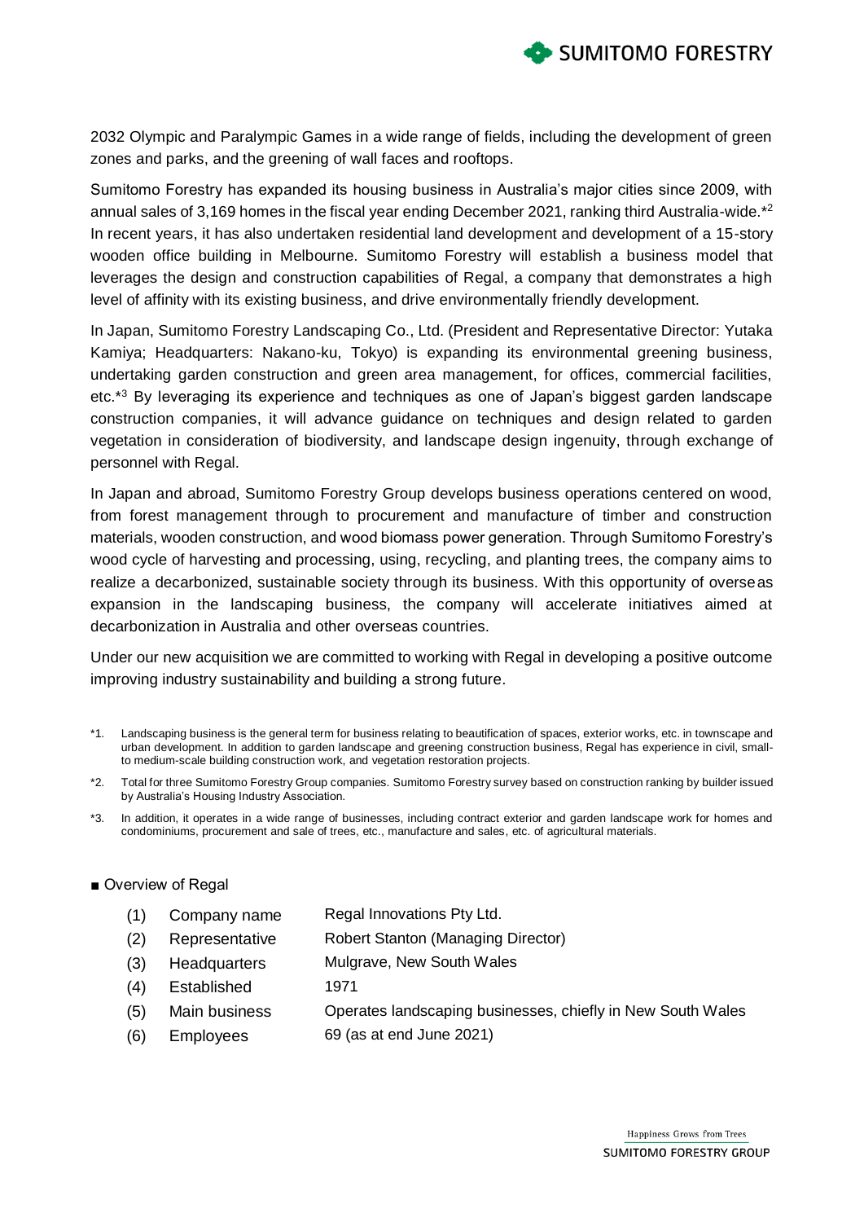2032 Olympic and Paralympic Games in a wide range of fields, including the development of green zones and parks, and the greening of wall faces and rooftops.

Sumitomo Forestry has expanded its housing business in Australia's major cities since 2009, with annual sales of 3,169 homes in the fiscal year ending December 2021, ranking third Australia-wide.*[2] In recent years, it has also undertaken residential land development and development of a 15-story wooden office building in Melbourne. Sumitomo Forestry will establish a business model that leverages the design and construction capabilities of Regal, a company that demonstrates a high level of affinity with its existing business, and drive environmentally friendly development.

In Japan, Sumitomo Forestry Landscaping Co., Ltd. (President and Representative Director: Yutaka Kamiya; Headquarters: Nakano-ku, Tokyo) is expanding its environmental greening business, undertaking garden construction and green area management, for offices, commercial facilities, etc.*[3] By leveraging its experience and techniques as one of Japan's biggest garden landscape construction companies, it will advance guidance on techniques and design related to garden vegetation in consideration of biodiversity, and landscape design ingenuity, through exchange of personnel with Regal.

In Japan and abroad, Sumitomo Forestry Group develops business operations centered on wood, from forest management through to procurement and manufacture of timber and construction materials, wooden construction, and wood biomass power generation. Through Sumitomo Forestry's wood cycle of harvesting and processing, using, recycling, and planting trees, the company aims to realize a decarbonized, sustainable society through its business. With this opportunity of overseas expansion in the landscaping business, the company will accelerate initiatives aimed at decarbonization in Australia and other overseas countries.

Under our new acquisition we are committed to working with Regal in developing a positive outcome improving industry sustainability and building a strong future.

*1. Landscaping business is the general term for business relating to beautification of spaces, exterior works, etc. in townscape and urban development. In addition to garden landscape and greening construction business, Regal has experience in civil, small- to medium-scale building construction work, and vegetation restoration projects.

*2. Total for three Sumitomo Forestry Group companies. Sumitomo Forestry survey based on construction ranking by builder issued by Australia's Housing Industry Association.

*3. In addition, it operates in a wide range of businesses, including contract exterior and garden landscape work for homes and condominiums, procurement and sale of trees, etc., manufacture and sales, etc. of agricultural materials.

■ Overview of Regal

| | | |
|---|---|---|
| (1) | Company name | Regal Innovations Pty Ltd. |
| (2) | Representative | Robert Stanton (Managing Director) |
| (3) | Headquarters | Mulgrave, New South Wales |
| (4) | Established | 1971 |
| (5) | Main business | Operates landscaping businesses, chiefly in New South Wales |
| (6) | Employees | 69 (as at end June 2021) |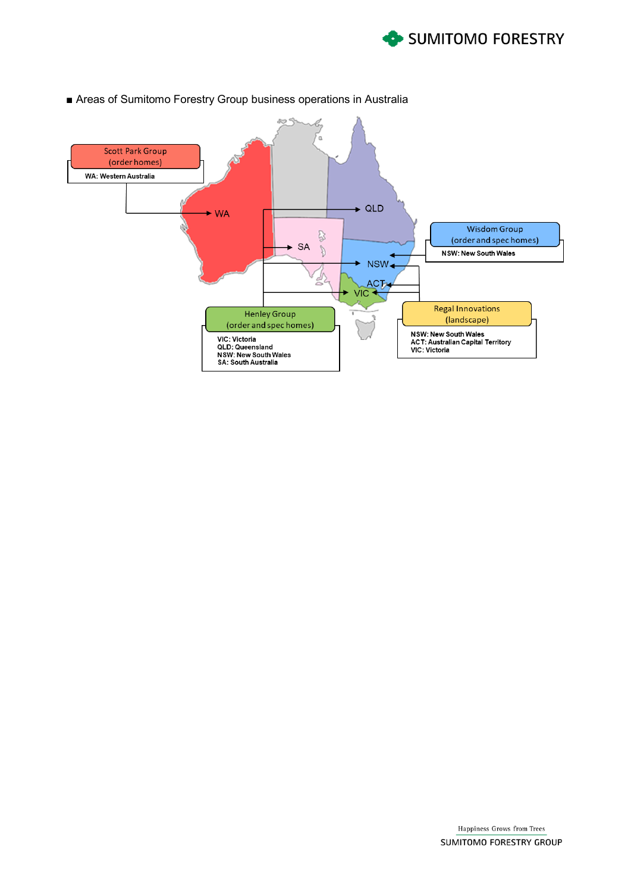■ Areas of Sumitomo Forestry Group business operations in Australia

Scott Park Group
(order homes)
WA: Western Australia

Wisdom Group
(order and spec homes)
NSW: New South Wales

Henley Group
(order and spec homes)
VIC: Victoria
QLD: Queensland
NSW: New South Wales
SA: South Australia

Regal Innovations
(landscape)
NSW: New South Wales
ACT: Australian Capital Territory
VIC: Victoria

WA
QLD
SA
NSW
ACT
VIC